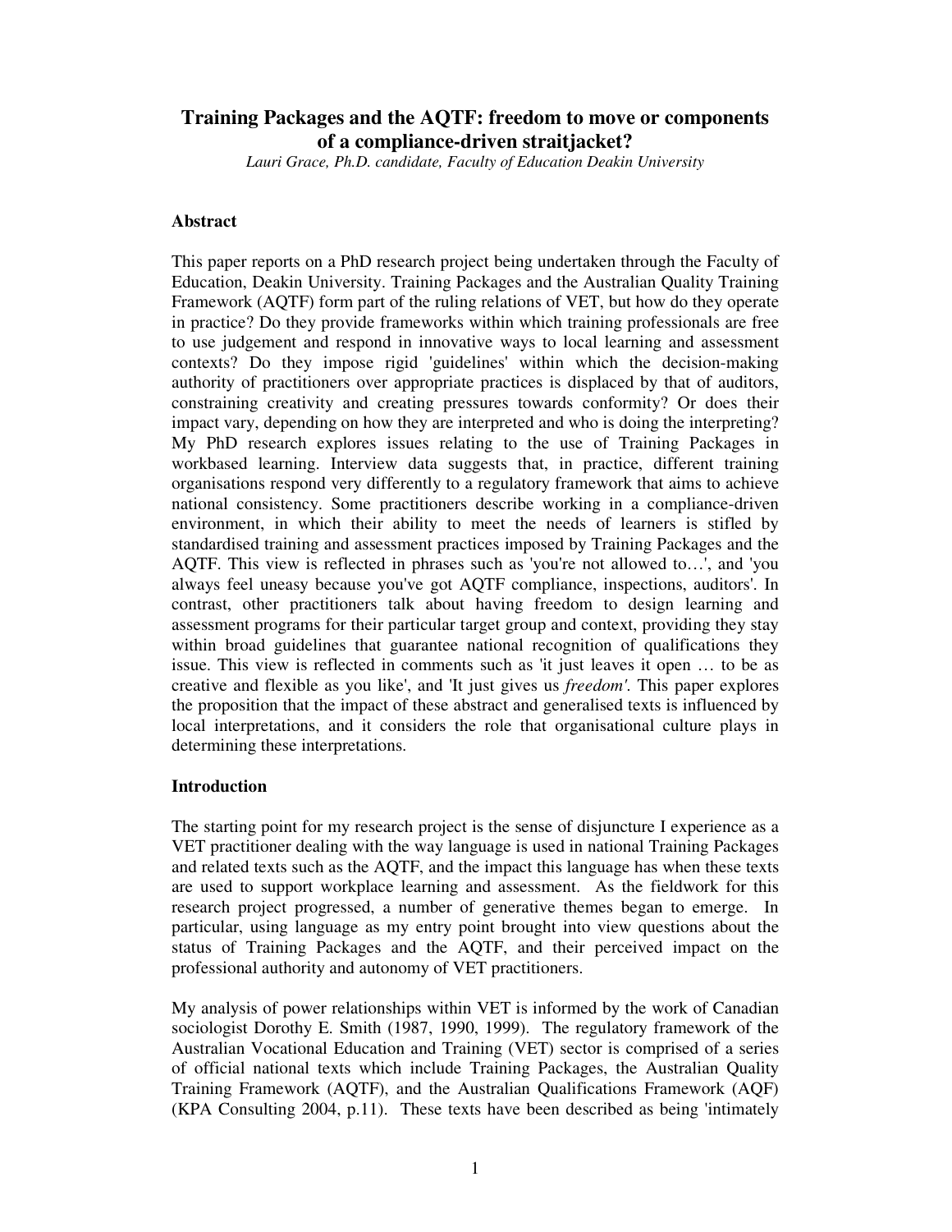# Training Packages and the AQTF: freedom to move or components of a compliance-driven straitjacket?

*Lauri Grace, Ph.D. candidate, Faculty of Education Deakin University*

## Abstract

This paper reports on a PhD research project being undertaken through the Faculty of Education, Deakin University. Training Packages and the Australian Quality Training Framework (AQTF) form part of the ruling relations of VET, but how do they operate in practice? Do they provide frameworks within which training professionals are free to use judgement and respond in innovative ways to local learning and assessment contexts? Do they impose rigid 'guidelines' within which the decision-making authority of practitioners over appropriate practices is displaced by that of auditors, constraining creativity and creating pressures towards conformity? Or does their impact vary, depending on how they are interpreted and who is doing the interpreting? My PhD research explores issues relating to the use of Training Packages in workbased learning. Interview data suggests that, in practice, different training organisations respond very differently to a regulatory framework that aims to achieve national consistency. Some practitioners describe working in a compliance-driven environment, in which their ability to meet the needs of learners is stifled by standardised training and assessment practices imposed by Training Packages and the AQTF. This view is reflected in phrases such as 'you're not allowed to…', and 'you always feel uneasy because you've got AQTF compliance, inspections, auditors'. In contrast, other practitioners talk about having freedom to design learning and assessment programs for their particular target group and context, providing they stay within broad guidelines that guarantee national recognition of qualifications they issue. This view is reflected in comments such as 'it just leaves it open … to be as creative and flexible as you like', and 'It just gives us *freedom'*. This paper explores the proposition that the impact of these abstract and generalised texts is influenced by local interpretations, and it considers the role that organisational culture plays in determining these interpretations.

## Introduction

The starting point for my research project is the sense of disjuncture I experience as a VET practitioner dealing with the way language is used in national Training Packages and related texts such as the AQTF, and the impact this language has when these texts are used to support workplace learning and assessment. As the fieldwork for this research project progressed, a number of generative themes began to emerge. In particular, using language as my entry point brought into view questions about the status of Training Packages and the AQTF, and their perceived impact on the professional authority and autonomy of VET practitioners.

My analysis of power relationships within VET is informed by the work of Canadian sociologist Dorothy E. Smith (1987, 1990, 1999). The regulatory framework of the Australian Vocational Education and Training (VET) sector is comprised of a series of official national texts which include Training Packages, the Australian Quality Training Framework (AQTF), and the Australian Qualifications Framework (AQF) (KPA Consulting 2004, p.11). These texts have been described as being 'intimately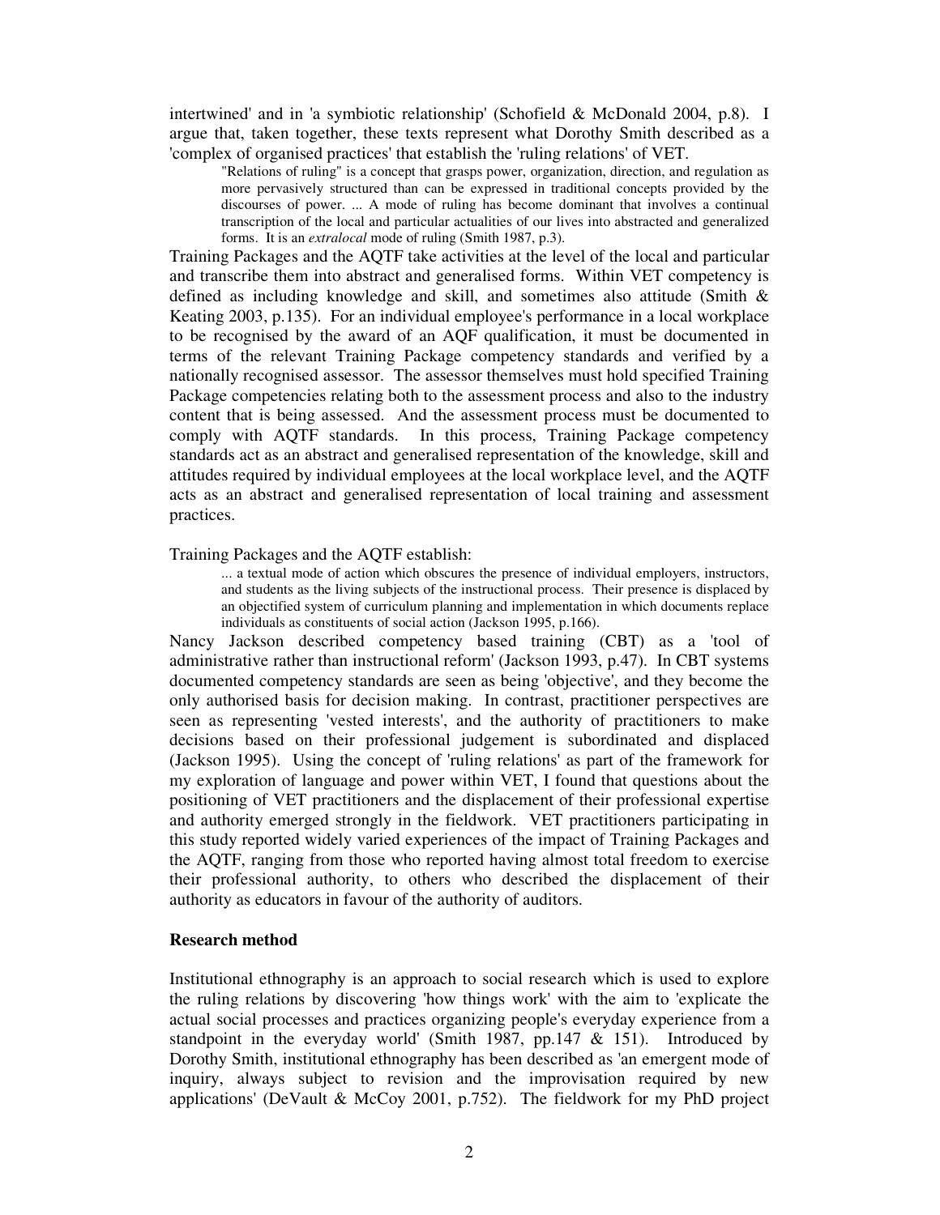intertwined' and in 'a symbiotic relationship' (Schofield & McDonald 2004, p.8). I argue that, taken together, these texts represent what Dorothy Smith described as a 'complex of organised practices' that establish the 'ruling relations' of VET.

> "Relations of ruling" is a concept that grasps power, organization, direction, and regulation as more pervasively structured than can be expressed in traditional concepts provided by the discourses of power. ... A mode of ruling has become dominant that involves a continual transcription of the local and particular actualities of our lives into abstracted and generalized forms. It is an *extralocal* mode of ruling (Smith 1987, p.3).

Training Packages and the AQTF take activities at the level of the local and particular and transcribe them into abstract and generalised forms. Within VET competency is defined as including knowledge and skill, and sometimes also attitude (Smith & Keating 2003, p.135). For an individual employee's performance in a local workplace to be recognised by the award of an AQF qualification, it must be documented in terms of the relevant Training Package competency standards and verified by a nationally recognised assessor. The assessor themselves must hold specified Training Package competencies relating both to the assessment process and also to the industry content that is being assessed. And the assessment process must be documented to comply with AQTF standards. In this process, Training Package competency standards act as an abstract and generalised representation of the knowledge, skill and attitudes required by individual employees at the local workplace level, and the AQTF acts as an abstract and generalised representation of local training and assessment practices.

Training Packages and the AQTF establish:

> ... a textual mode of action which obscures the presence of individual employers, instructors, and students as the living subjects of the instructional process. Their presence is displaced by an objectified system of curriculum planning and implementation in which documents replace individuals as constituents of social action (Jackson 1995, p.166).

Nancy Jackson described competency based training (CBT) as a 'tool of administrative rather than instructional reform' (Jackson 1993, p.47). In CBT systems documented competency standards are seen as being 'objective', and they become the only authorised basis for decision making. In contrast, practitioner perspectives are seen as representing 'vested interests', and the authority of practitioners to make decisions based on their professional judgement is subordinated and displaced (Jackson 1995). Using the concept of 'ruling relations' as part of the framework for my exploration of language and power within VET, I found that questions about the positioning of VET practitioners and the displacement of their professional expertise and authority emerged strongly in the fieldwork. VET practitioners participating in this study reported widely varied experiences of the impact of Training Packages and the AQTF, ranging from those who reported having almost total freedom to exercise their professional authority, to others who described the displacement of their authority as educators in favour of the authority of auditors.

**Research method**

Institutional ethnography is an approach to social research which is used to explore the ruling relations by discovering 'how things work' with the aim to 'explicate the actual social processes and practices organizing people's everyday experience from a standpoint in the everyday world' (Smith 1987, pp.147 & 151). Introduced by Dorothy Smith, institutional ethnography has been described as 'an emergent mode of inquiry, always subject to revision and the improvisation required by new applications' (DeVault & McCoy 2001, p.752). The fieldwork for my PhD project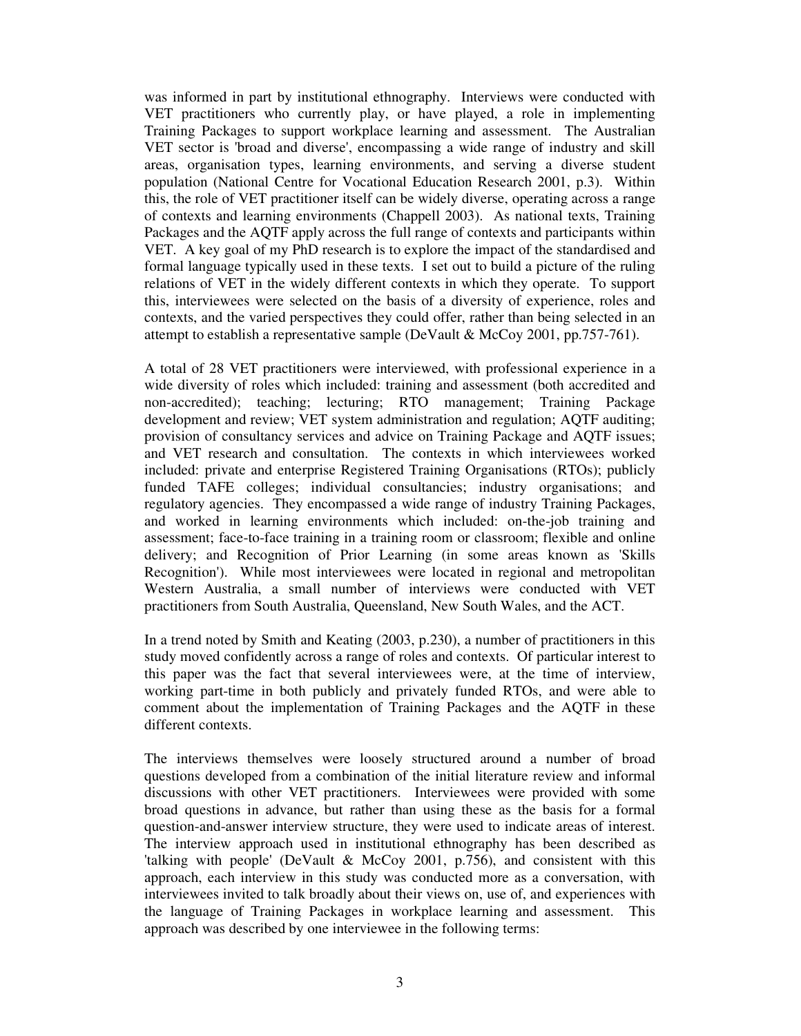was informed in part by institutional ethnography. Interviews were conducted with VET practitioners who currently play, or have played, a role in implementing Training Packages to support workplace learning and assessment. The Australian VET sector is 'broad and diverse', encompassing a wide range of industry and skill areas, organisation types, learning environments, and serving a diverse student population (National Centre for Vocational Education Research 2001, p.3). Within this, the role of VET practitioner itself can be widely diverse, operating across a range of contexts and learning environments (Chappell 2003). As national texts, Training Packages and the AQTF apply across the full range of contexts and participants within VET. A key goal of my PhD research is to explore the impact of the standardised and formal language typically used in these texts. I set out to build a picture of the ruling relations of VET in the widely different contexts in which they operate. To support this, interviewees were selected on the basis of a diversity of experience, roles and contexts, and the varied perspectives they could offer, rather than being selected in an attempt to establish a representative sample (DeVault & McCoy 2001, pp.757-761).

A total of 28 VET practitioners were interviewed, with professional experience in a wide diversity of roles which included: training and assessment (both accredited and non-accredited); teaching; lecturing; RTO management; Training Package development and review; VET system administration and regulation; AQTF auditing; provision of consultancy services and advice on Training Package and AQTF issues; and VET research and consultation. The contexts in which interviewees worked included: private and enterprise Registered Training Organisations (RTOs); publicly funded TAFE colleges; individual consultancies; industry organisations; and regulatory agencies. They encompassed a wide range of industry Training Packages, and worked in learning environments which included: on-the-job training and assessment; face-to-face training in a training room or classroom; flexible and online delivery; and Recognition of Prior Learning (in some areas known as 'Skills Recognition'). While most interviewees were located in regional and metropolitan Western Australia, a small number of interviews were conducted with VET practitioners from South Australia, Queensland, New South Wales, and the ACT.

In a trend noted by Smith and Keating (2003, p.230), a number of practitioners in this study moved confidently across a range of roles and contexts. Of particular interest to this paper was the fact that several interviewees were, at the time of interview, working part-time in both publicly and privately funded RTOs, and were able to comment about the implementation of Training Packages and the AQTF in these different contexts.

The interviews themselves were loosely structured around a number of broad questions developed from a combination of the initial literature review and informal discussions with other VET practitioners. Interviewees were provided with some broad questions in advance, but rather than using these as the basis for a formal question-and-answer interview structure, they were used to indicate areas of interest. The interview approach used in institutional ethnography has been described as 'talking with people' (DeVault & McCoy 2001, p.756), and consistent with this approach, each interview in this study was conducted more as a conversation, with interviewees invited to talk broadly about their views on, use of, and experiences with the language of Training Packages in workplace learning and assessment. This approach was described by one interviewee in the following terms: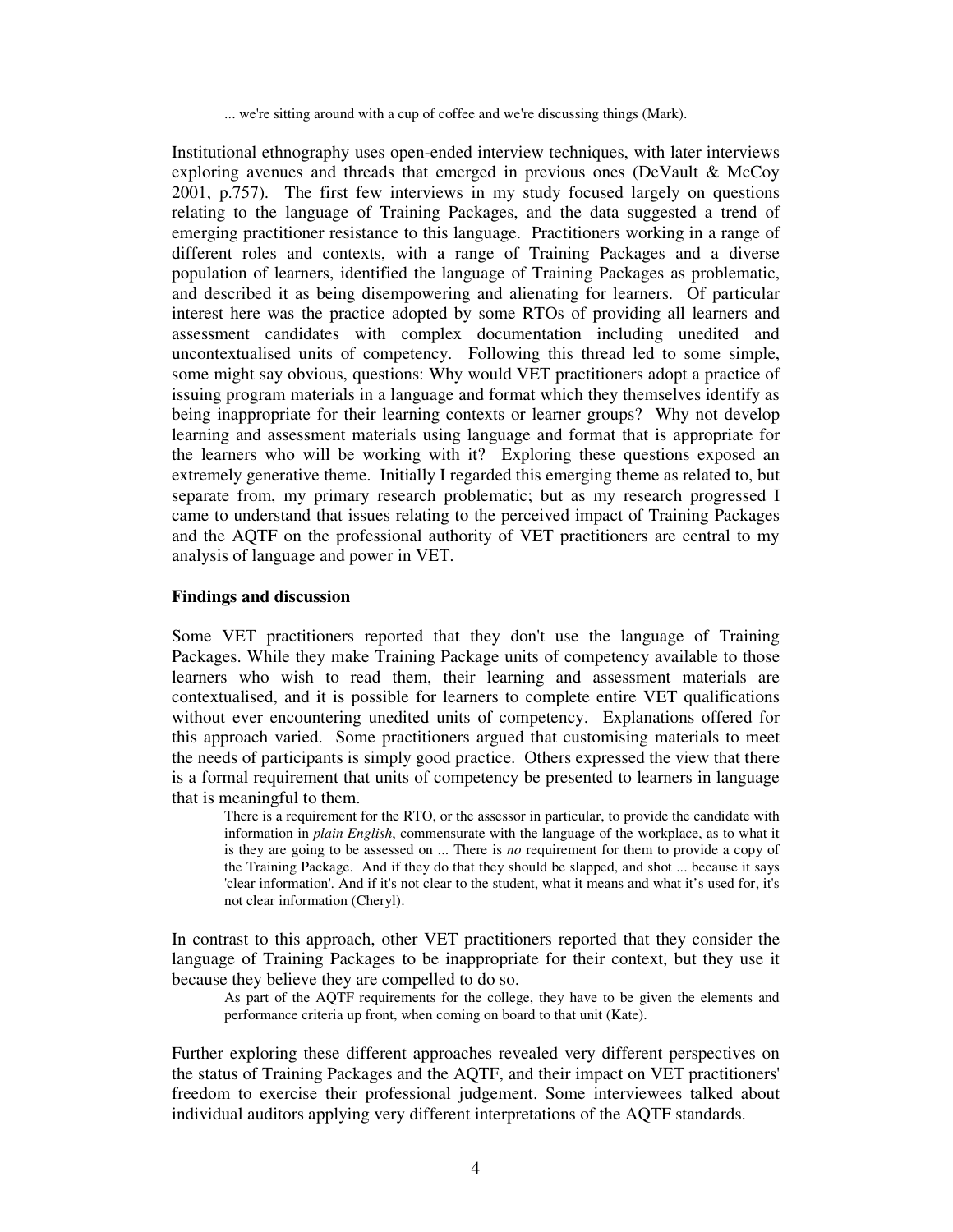> ... we're sitting around with a cup of coffee and we're discussing things (Mark).

Institutional ethnography uses open-ended interview techniques, with later interviews exploring avenues and threads that emerged in previous ones (DeVault & McCoy 2001, p.757). The first few interviews in my study focused largely on questions relating to the language of Training Packages, and the data suggested a trend of emerging practitioner resistance to this language. Practitioners working in a range of different roles and contexts, with a range of Training Packages and a diverse population of learners, identified the language of Training Packages as problematic, and described it as being disempowering and alienating for learners. Of particular interest here was the practice adopted by some RTOs of providing all learners and assessment candidates with complex documentation including unedited and uncontextualised units of competency. Following this thread led to some simple, some might say obvious, questions: Why would VET practitioners adopt a practice of issuing program materials in a language and format which they themselves identify as being inappropriate for their learning contexts or learner groups? Why not develop learning and assessment materials using language and format that is appropriate for the learners who will be working with it? Exploring these questions exposed an extremely generative theme. Initially I regarded this emerging theme as related to, but separate from, my primary research problematic; but as my research progressed I came to understand that issues relating to the perceived impact of Training Packages and the AQTF on the professional authority of VET practitioners are central to my analysis of language and power in VET.

**Findings and discussion**

Some VET practitioners reported that they don't use the language of Training Packages. While they make Training Package units of competency available to those learners who wish to read them, their learning and assessment materials are contextualised, and it is possible for learners to complete entire VET qualifications without ever encountering unedited units of competency. Explanations offered for this approach varied. Some practitioners argued that customising materials to meet the needs of participants is simply good practice. Others expressed the view that there is a formal requirement that units of competency be presented to learners in language that is meaningful to them.

> There is a requirement for the RTO, or the assessor in particular, to provide the candidate with information in *plain English*, commensurate with the language of the workplace, as to what it is they are going to be assessed on ... There is *no* requirement for them to provide a copy of the Training Package. And if they do that they should be slapped, and shot ... because it says 'clear information'. And if it's not clear to the student, what it means and what it's used for, it's not clear information (Cheryl).

In contrast to this approach, other VET practitioners reported that they consider the language of Training Packages to be inappropriate for their context, but they use it because they believe they are compelled to do so.

> As part of the AQTF requirements for the college, they have to be given the elements and performance criteria up front, when coming on board to that unit (Kate).

Further exploring these different approaches revealed very different perspectives on the status of Training Packages and the AQTF, and their impact on VET practitioners' freedom to exercise their professional judgement. Some interviewees talked about individual auditors applying very different interpretations of the AQTF standards.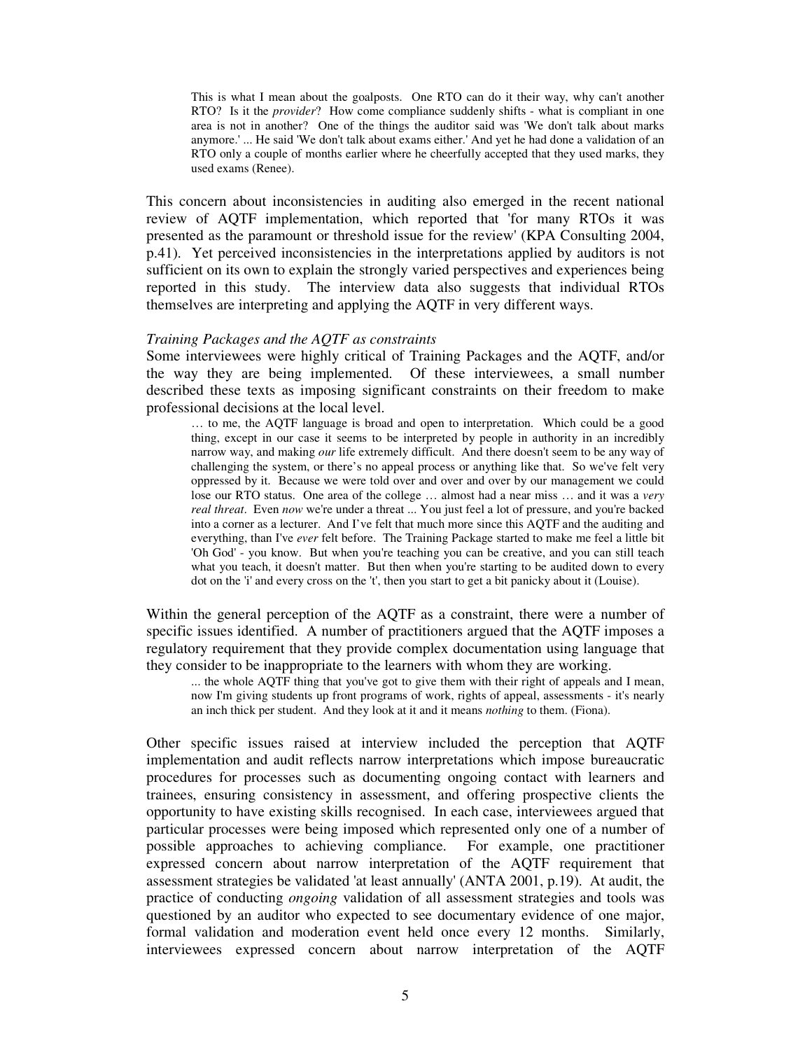> This is what I mean about the goalposts. One RTO can do it their way, why can't another RTO? Is it the *provider*? How come compliance suddenly shifts - what is compliant in one area is not in another? One of the things the auditor said was 'We don't talk about marks anymore.' ... He said 'We don't talk about exams either.' And yet he had done a validation of an RTO only a couple of months earlier where he cheerfully accepted that they used marks, they used exams (Renee).

This concern about inconsistencies in auditing also emerged in the recent national review of AQTF implementation, which reported that 'for many RTOs it was presented as the paramount or threshold issue for the review' (KPA Consulting 2004, p.41). Yet perceived inconsistencies in the interpretations applied by auditors is not sufficient on its own to explain the strongly varied perspectives and experiences being reported in this study. The interview data also suggests that individual RTOs themselves are interpreting and applying the AQTF in very different ways.

*Training Packages and the AQTF as constraints*

Some interviewees were highly critical of Training Packages and the AQTF, and/or the way they are being implemented. Of these interviewees, a small number described these texts as imposing significant constraints on their freedom to make professional decisions at the local level.

> … to me, the AQTF language is broad and open to interpretation. Which could be a good thing, except in our case it seems to be interpreted by people in authority in an incredibly narrow way, and making *our* life extremely difficult. And there doesn't seem to be any way of challenging the system, or there's no appeal process or anything like that. So we've felt very oppressed by it. Because we were told over and over and over by our management we could lose our RTO status. One area of the college … almost had a near miss … and it was a *very real threat*. Even *now* we're under a threat ... You just feel a lot of pressure, and you're backed into a corner as a lecturer. And I've felt that much more since this AQTF and the auditing and everything, than I've *ever* felt before. The Training Package started to make me feel a little bit 'Oh God' - you know. But when you're teaching you can be creative, and you can still teach what you teach, it doesn't matter. But then when you're starting to be audited down to every dot on the 'i' and every cross on the 't', then you start to get a bit panicky about it (Louise).

Within the general perception of the AQTF as a constraint, there were a number of specific issues identified. A number of practitioners argued that the AQTF imposes a regulatory requirement that they provide complex documentation using language that they consider to be inappropriate to the learners with whom they are working.

> ... the whole AQTF thing that you've got to give them with their right of appeals and I mean, now I'm giving students up front programs of work, rights of appeal, assessments - it's nearly an inch thick per student. And they look at it and it means *nothing* to them. (Fiona).

Other specific issues raised at interview included the perception that AQTF implementation and audit reflects narrow interpretations which impose bureaucratic procedures for processes such as documenting ongoing contact with learners and trainees, ensuring consistency in assessment, and offering prospective clients the opportunity to have existing skills recognised. In each case, interviewees argued that particular processes were being imposed which represented only one of a number of possible approaches to achieving compliance. For example, one practitioner expressed concern about narrow interpretation of the AQTF requirement that assessment strategies be validated 'at least annually' (ANTA 2001, p.19). At audit, the practice of conducting *ongoing* validation of all assessment strategies and tools was questioned by an auditor who expected to see documentary evidence of one major, formal validation and moderation event held once every 12 months. Similarly, interviewees expressed concern about narrow interpretation of the AQTF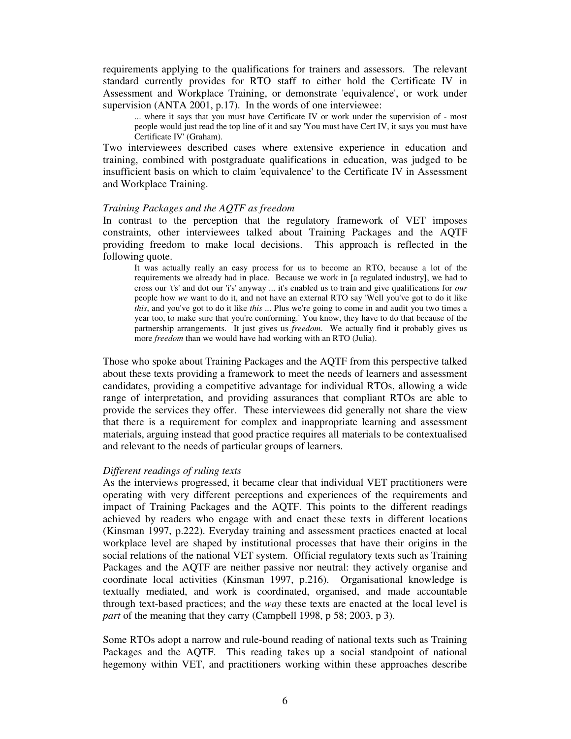requirements applying to the qualifications for trainers and assessors. The relevant standard currently provides for RTO staff to either hold the Certificate IV in Assessment and Workplace Training, or demonstrate 'equivalence', or work under supervision (ANTA 2001, p.17). In the words of one interviewee:

> ... where it says that you must have Certificate IV or work under the supervision of - most people would just read the top line of it and say 'You must have Cert IV, it says you must have Certificate IV' (Graham).

Two interviewees described cases where extensive experience in education and training, combined with postgraduate qualifications in education, was judged to be insufficient basis on which to claim 'equivalence' to the Certificate IV in Assessment and Workplace Training.

*Training Packages and the AQTF as freedom*

In contrast to the perception that the regulatory framework of VET imposes constraints, other interviewees talked about Training Packages and the AQTF providing freedom to make local decisions. This approach is reflected in the following quote.

> It was actually really an easy process for us to become an RTO, because a lot of the requirements we already had in place. Because we work in [a regulated industry], we had to cross our 't's' and dot our 'i's' anyway ... it's enabled us to train and give qualifications for *our* people how *we* want to do it, and not have an external RTO say 'Well you've got to do it like *this*, and you've got to do it like *this* ... Plus we're going to come in and audit you two times a year too, to make sure that you're conforming.' You know, they have to do that because of the partnership arrangements. It just gives us *freedom*. We actually find it probably gives us more *freedom* than we would have had working with an RTO (Julia).

Those who spoke about Training Packages and the AQTF from this perspective talked about these texts providing a framework to meet the needs of learners and assessment candidates, providing a competitive advantage for individual RTOs, allowing a wide range of interpretation, and providing assurances that compliant RTOs are able to provide the services they offer. These interviewees did generally not share the view that there is a requirement for complex and inappropriate learning and assessment materials, arguing instead that good practice requires all materials to be contextualised and relevant to the needs of particular groups of learners.

*Different readings of ruling texts*

As the interviews progressed, it became clear that individual VET practitioners were operating with very different perceptions and experiences of the requirements and impact of Training Packages and the AQTF. This points to the different readings achieved by readers who engage with and enact these texts in different locations (Kinsman 1997, p.222). Everyday training and assessment practices enacted at local workplace level are shaped by institutional processes that have their origins in the social relations of the national VET system. Official regulatory texts such as Training Packages and the AQTF are neither passive nor neutral: they actively organise and coordinate local activities (Kinsman 1997, p.216). Organisational knowledge is textually mediated, and work is coordinated, organised, and made accountable through text-based practices; and the *way* these texts are enacted at the local level is *part* of the meaning that they carry (Campbell 1998, p 58; 2003, p 3).

Some RTOs adopt a narrow and rule-bound reading of national texts such as Training Packages and the AQTF. This reading takes up a social standpoint of national hegemony within VET, and practitioners working within these approaches describe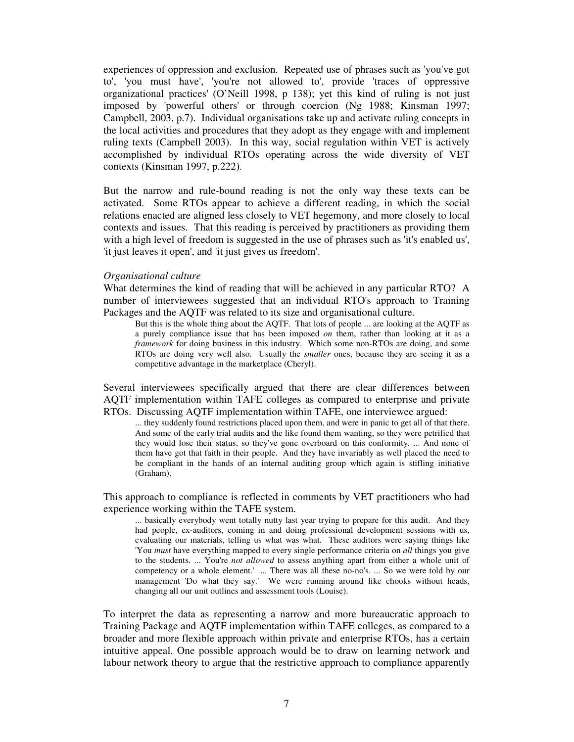experiences of oppression and exclusion. Repeated use of phrases such as 'you've got to', 'you must have', 'you're not allowed to', provide 'traces of oppressive organizational practices' (O'Neill 1998, p 138); yet this kind of ruling is not just imposed by 'powerful others' or through coercion (Ng 1988; Kinsman 1997; Campbell, 2003, p.7). Individual organisations take up and activate ruling concepts in the local activities and procedures that they adopt as they engage with and implement ruling texts (Campbell 2003). In this way, social regulation within VET is actively accomplished by individual RTOs operating across the wide diversity of VET contexts (Kinsman 1997, p.222).

But the narrow and rule-bound reading is not the only way these texts can be activated. Some RTOs appear to achieve a different reading, in which the social relations enacted are aligned less closely to VET hegemony, and more closely to local contexts and issues. That this reading is perceived by practitioners as providing them with a high level of freedom is suggested in the use of phrases such as 'it's enabled us', 'it just leaves it open', and 'it just gives us freedom'.

*Organisational culture*

What determines the kind of reading that will be achieved in any particular RTO? A number of interviewees suggested that an individual RTO's approach to Training Packages and the AQTF was related to its size and organisational culture.

> But this is the whole thing about the AQTF. That lots of people ... are looking at the AQTF as a purely compliance issue that has been imposed *on* them, rather than looking at it as a *framework* for doing business in this industry. Which some non-RTOs are doing, and some RTOs are doing very well also. Usually the *smaller* ones, because they are seeing it as a competitive advantage in the marketplace (Cheryl).

Several interviewees specifically argued that there are clear differences between AQTF implementation within TAFE colleges as compared to enterprise and private RTOs. Discussing AQTF implementation within TAFE, one interviewee argued:

> ... they suddenly found restrictions placed upon them, and were in panic to get all of that there. And some of the early trial audits and the like found them wanting, so they were petrified that they would lose their status, so they've gone overboard on this conformity. ... And none of them have got that faith in their people. And they have invariably as well placed the need to be compliant in the hands of an internal auditing group which again is stifling initiative (Graham).

This approach to compliance is reflected in comments by VET practitioners who had experience working within the TAFE system.

> ... basically everybody went totally nutty last year trying to prepare for this audit. And they had people, ex-auditors, coming in and doing professional development sessions with us, evaluating our materials, telling us what was what. These auditors were saying things like 'You *must* have everything mapped to every single performance criteria on *all* things you give to the students. ... You're *not allowed* to assess anything apart from either a whole unit of competency or a whole element.' ... There was all these no-no's. ... So we were told by our management 'Do what they say.' We were running around like chooks without heads, changing all our unit outlines and assessment tools (Louise).

To interpret the data as representing a narrow and more bureaucratic approach to Training Package and AQTF implementation within TAFE colleges, as compared to a broader and more flexible approach within private and enterprise RTOs, has a certain intuitive appeal. One possible approach would be to draw on learning network and labour network theory to argue that the restrictive approach to compliance apparently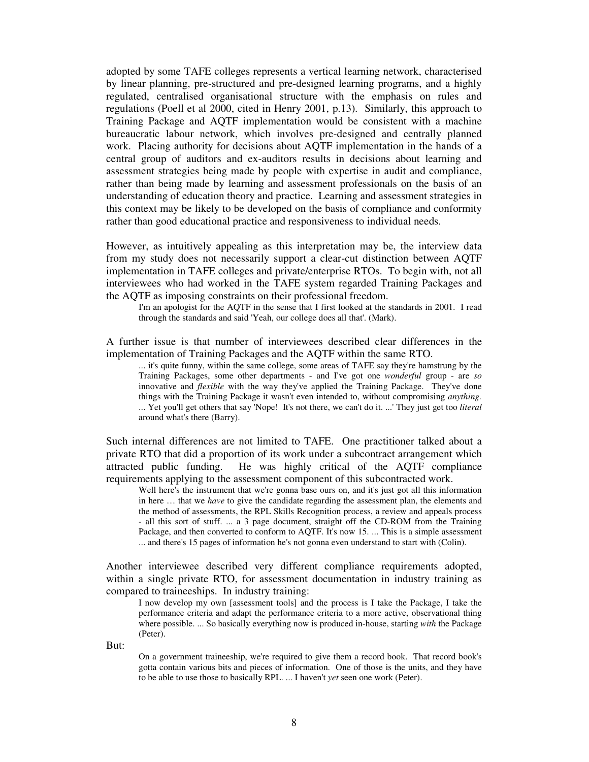adopted by some TAFE colleges represents a vertical learning network, characterised by linear planning, pre-structured and pre-designed learning programs, and a highly regulated, centralised organisational structure with the emphasis on rules and regulations (Poell et al 2000, cited in Henry 2001, p.13). Similarly, this approach to Training Package and AQTF implementation would be consistent with a machine bureaucratic labour network, which involves pre-designed and centrally planned work. Placing authority for decisions about AQTF implementation in the hands of a central group of auditors and ex-auditors results in decisions about learning and assessment strategies being made by people with expertise in audit and compliance, rather than being made by learning and assessment professionals on the basis of an understanding of education theory and practice. Learning and assessment strategies in this context may be likely to be developed on the basis of compliance and conformity rather than good educational practice and responsiveness to individual needs.

However, as intuitively appealing as this interpretation may be, the interview data from my study does not necessarily support a clear-cut distinction between AQTF implementation in TAFE colleges and private/enterprise RTOs. To begin with, not all interviewees who had worked in the TAFE system regarded Training Packages and the AQTF as imposing constraints on their professional freedom.

> I'm an apologist for the AQTF in the sense that I first looked at the standards in 2001. I read through the standards and said 'Yeah, our college does all that'. (Mark).

A further issue is that number of interviewees described clear differences in the implementation of Training Packages and the AQTF within the same RTO.

> ... it's quite funny, within the same college, some areas of TAFE say they're hamstrung by the Training Packages, some other departments - and I've got one *wonderful* group - are *so* innovative and *flexible* with the way they've applied the Training Package. They've done things with the Training Package it wasn't even intended to, without compromising *anything*. ... Yet you'll get others that say 'Nope! It's not there, we can't do it. ...' They just get too *literal* around what's there (Barry).

Such internal differences are not limited to TAFE. One practitioner talked about a private RTO that did a proportion of its work under a subcontract arrangement which attracted public funding. He was highly critical of the AQTF compliance requirements applying to the assessment component of this subcontracted work.

> Well here's the instrument that we're gonna base ours on, and it's just got all this information in here … that we *have* to give the candidate regarding the assessment plan, the elements and the method of assessments, the RPL Skills Recognition process, a review and appeals process - all this sort of stuff. ... a 3 page document, straight off the CD-ROM from the Training Package, and then converted to conform to AQTF. It's now 15. ... This is a simple assessment ... and there's 15 pages of information he's not gonna even understand to start with (Colin).

Another interviewee described very different compliance requirements adopted, within a single private RTO, for assessment documentation in industry training as compared to traineeships. In industry training:

> I now develop my own [assessment tools] and the process is I take the Package, I take the performance criteria and adapt the performance criteria to a more active, observational thing where possible. ... So basically everything now is produced in-house, starting *with* the Package (Peter).

But:

> On a government traineeship, we're required to give them a record book. That record book's gotta contain various bits and pieces of information. One of those is the units, and they have to be able to use those to basically RPL. ... I haven't *yet* seen one work (Peter).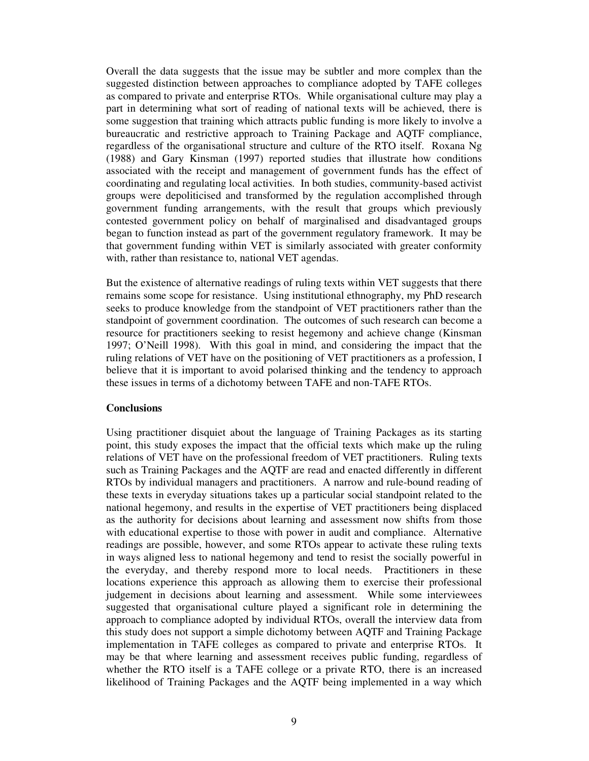Overall the data suggests that the issue may be subtler and more complex than the suggested distinction between approaches to compliance adopted by TAFE colleges as compared to private and enterprise RTOs. While organisational culture may play a part in determining what sort of reading of national texts will be achieved, there is some suggestion that training which attracts public funding is more likely to involve a bureaucratic and restrictive approach to Training Package and AQTF compliance, regardless of the organisational structure and culture of the RTO itself. Roxana Ng (1988) and Gary Kinsman (1997) reported studies that illustrate how conditions associated with the receipt and management of government funds has the effect of coordinating and regulating local activities. In both studies, community-based activist groups were depoliticised and transformed by the regulation accomplished through government funding arrangements, with the result that groups which previously contested government policy on behalf of marginalised and disadvantaged groups began to function instead as part of the government regulatory framework. It may be that government funding within VET is similarly associated with greater conformity with, rather than resistance to, national VET agendas.

But the existence of alternative readings of ruling texts within VET suggests that there remains some scope for resistance. Using institutional ethnography, my PhD research seeks to produce knowledge from the standpoint of VET practitioners rather than the standpoint of government coordination. The outcomes of such research can become a resource for practitioners seeking to resist hegemony and achieve change (Kinsman 1997; O'Neill 1998). With this goal in mind, and considering the impact that the ruling relations of VET have on the positioning of VET practitioners as a profession, I believe that it is important to avoid polarised thinking and the tendency to approach these issues in terms of a dichotomy between TAFE and non-TAFE RTOs.

**Conclusions**

Using practitioner disquiet about the language of Training Packages as its starting point, this study exposes the impact that the official texts which make up the ruling relations of VET have on the professional freedom of VET practitioners. Ruling texts such as Training Packages and the AQTF are read and enacted differently in different RTOs by individual managers and practitioners. A narrow and rule-bound reading of these texts in everyday situations takes up a particular social standpoint related to the national hegemony, and results in the expertise of VET practitioners being displaced as the authority for decisions about learning and assessment now shifts from those with educational expertise to those with power in audit and compliance. Alternative readings are possible, however, and some RTOs appear to activate these ruling texts in ways aligned less to national hegemony and tend to resist the socially powerful in the everyday, and thereby respond more to local needs. Practitioners in these locations experience this approach as allowing them to exercise their professional judgement in decisions about learning and assessment. While some interviewees suggested that organisational culture played a significant role in determining the approach to compliance adopted by individual RTOs, overall the interview data from this study does not support a simple dichotomy between AQTF and Training Package implementation in TAFE colleges as compared to private and enterprise RTOs. It may be that where learning and assessment receives public funding, regardless of whether the RTO itself is a TAFE college or a private RTO, there is an increased likelihood of Training Packages and the AQTF being implemented in a way which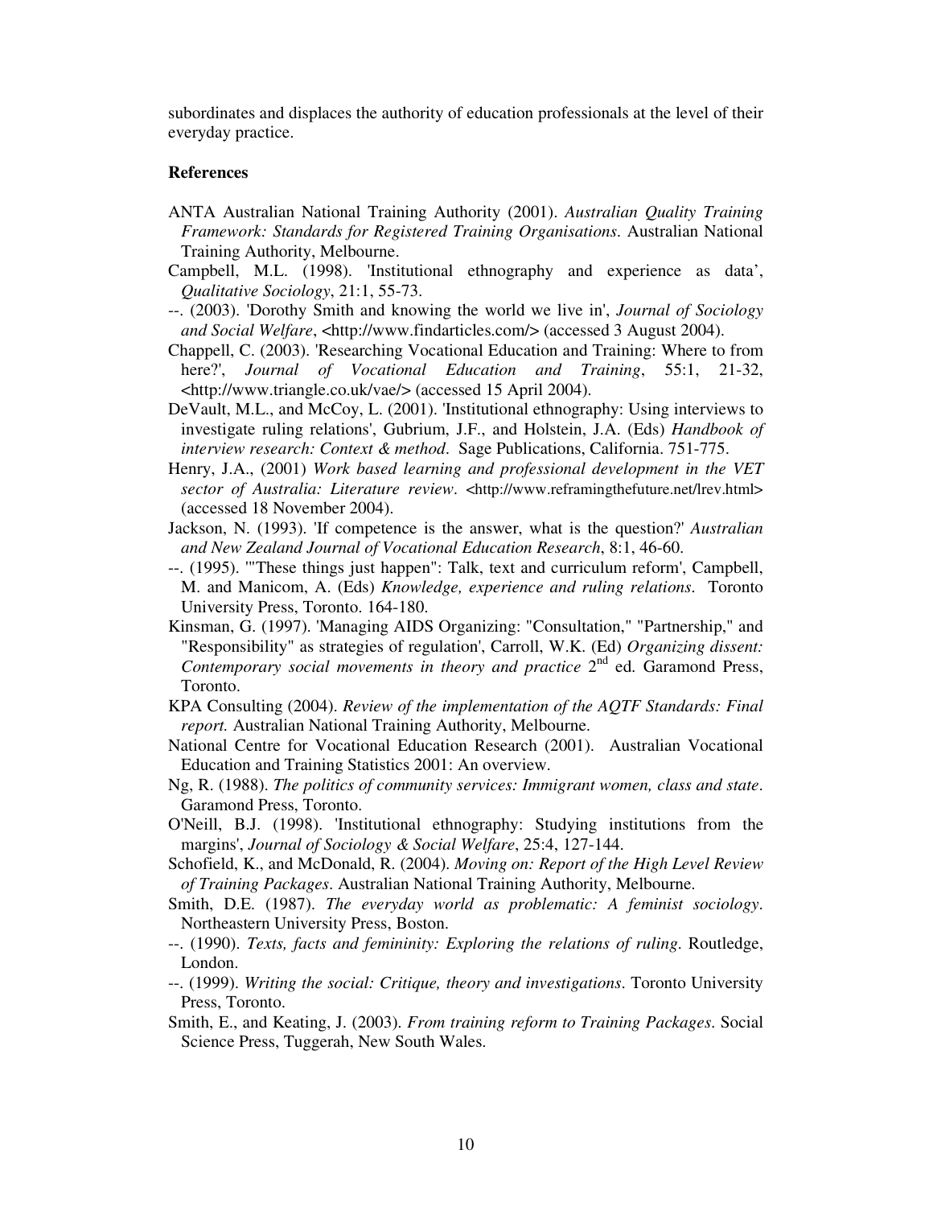subordinates and displaces the authority of education professionals at the level of their everyday practice.

**References**

ANTA Australian National Training Authority (2001). *Australian Quality Training Framework: Standards for Registered Training Organisations*. Australian National Training Authority, Melbourne.

Campbell, M.L. (1998). 'Institutional ethnography and experience as data', *Qualitative Sociology*, 21:1, 55-73.

--. (2003). 'Dorothy Smith and knowing the world we live in', *Journal of Sociology and Social Welfare*, <http://www.findarticles.com/> (accessed 3 August 2004).

Chappell, C. (2003). 'Researching Vocational Education and Training: Where to from here?', *Journal of Vocational Education and Training*, 55:1, 21-32, <http://www.triangle.co.uk/vae/> (accessed 15 April 2004).

DeVault, M.L., and McCoy, L. (2001). 'Institutional ethnography: Using interviews to investigate ruling relations', Gubrium, J.F., and Holstein, J.A. (Eds) *Handbook of interview research: Context & method*. Sage Publications, California. 751-775.

Henry, J.A., (2001) *Work based learning and professional development in the VET sector of Australia: Literature review*. <http://www.reframingthefuture.net/lrev.html> (accessed 18 November 2004).

Jackson, N. (1993). 'If competence is the answer, what is the question?' *Australian and New Zealand Journal of Vocational Education Research*, 8:1, 46-60.

--. (1995). '"These things just happen": Talk, text and curriculum reform', Campbell, M. and Manicom, A. (Eds) *Knowledge, experience and ruling relations*. Toronto University Press, Toronto. 164-180.

Kinsman, G. (1997). 'Managing AIDS Organizing: "Consultation," "Partnership," and "Responsibility" as strategies of regulation', Carroll, W.K. (Ed) *Organizing dissent: Contemporary social movements in theory and practice* 2nd ed. Garamond Press, Toronto.

KPA Consulting (2004). *Review of the implementation of the AQTF Standards: Final report.* Australian National Training Authority, Melbourne.

National Centre for Vocational Education Research (2001). Australian Vocational Education and Training Statistics 2001: An overview.

Ng, R. (1988). *The politics of community services: Immigrant women, class and state*. Garamond Press, Toronto.

O'Neill, B.J. (1998). 'Institutional ethnography: Studying institutions from the margins', *Journal of Sociology & Social Welfare*, 25:4, 127-144.

Schofield, K., and McDonald, R. (2004). *Moving on: Report of the High Level Review of Training Packages*. Australian National Training Authority, Melbourne.

Smith, D.E. (1987). *The everyday world as problematic: A feminist sociology*. Northeastern University Press, Boston.

--. (1990). *Texts, facts and femininity: Exploring the relations of ruling*. Routledge, London.

--. (1999). *Writing the social: Critique, theory and investigations*. Toronto University Press, Toronto.

Smith, E., and Keating, J. (2003). *From training reform to Training Packages*. Social Science Press, Tuggerah, New South Wales.